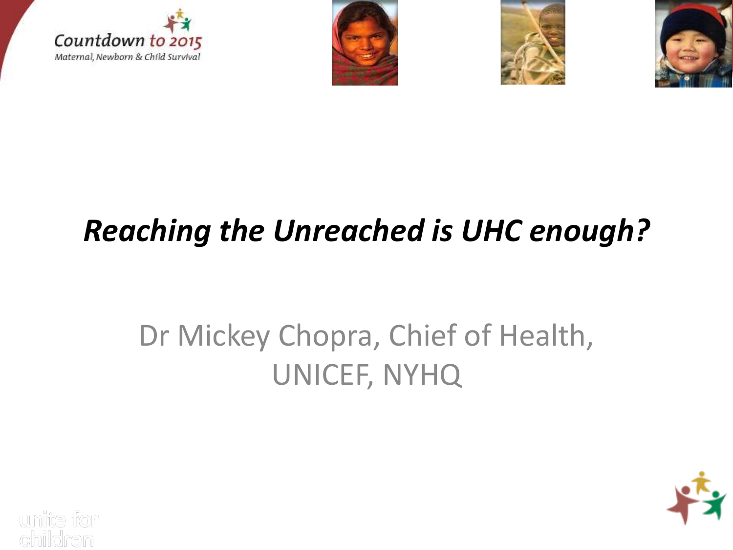Countdown to 2015

Maternal, Newborn & Child Survival

# *Reaching the Unreached is UHC enough?*

Dr Mickey Chopra, Chief of Health, UNICEF, NYHQ

unite for children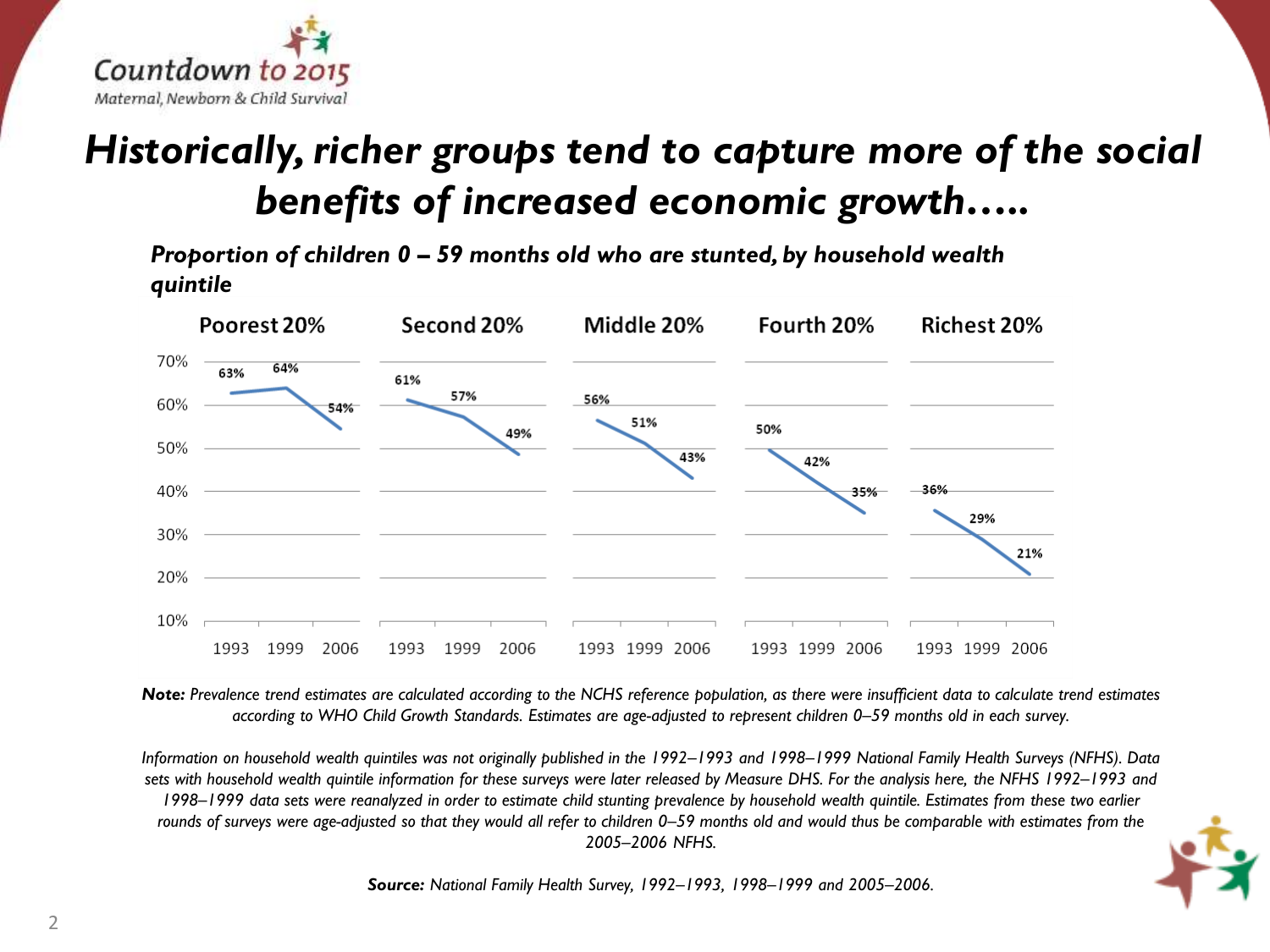# *Historically, richer groups tend to capture more of the social benefits of increased economic growth…..*

***Proportion of children 0 – 59 months old who are stunted, by household wealth quintile***

| | 1993 | 1999 | 2006 |
|---|---|---|---|
| Poorest 20% | 63% | 64% | 54% |
| Second 20% | 61% | 57% | 49% |
| Middle 20% | 56% | 51% | 43% |
| Fourth 20% | 50% | 42% | 35% |
| Richest 20% | 36% | 29% | 21% |

***Note:*** *Prevalence trend estimates are calculated according to the NCHS reference population, as there were insufficient data to calculate trend estimates according to WHO Child Growth Standards. Estimates are age-adjusted to represent children 0–59 months old in each survey.*

*Information on household wealth quintiles was not originally published in the 1992–1993 and 1998–1999 National Family Health Surveys (NFHS). Data sets with household wealth quintile information for these surveys were later released by Measure DHS. For the analysis here, the NFHS 1992–1993 and 1998–1999 data sets were reanalyzed in order to estimate child stunting prevalence by household wealth quintile. Estimates from these two earlier rounds of surveys were age-adjusted so that they would all refer to children 0–59 months old and would thus be comparable with estimates from the 2005–2006 NFHS.*

***Source:*** *National Family Health Survey, 1992–1993, 1998–1999 and 2005–2006.*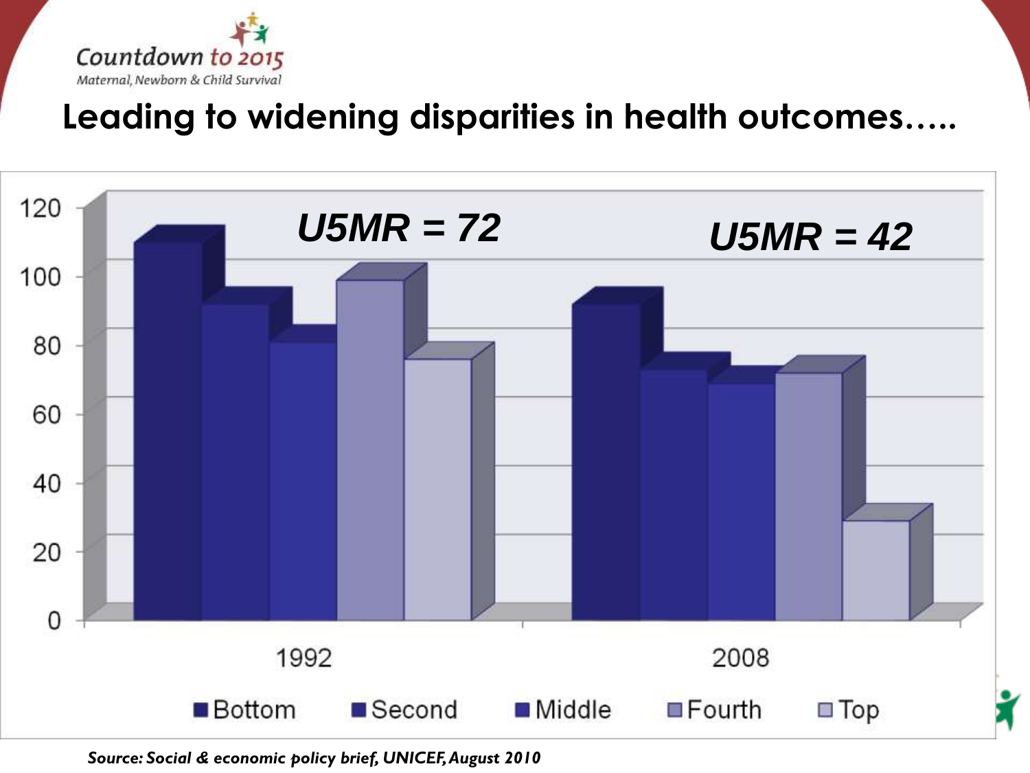Countdown to 2015
Maternal, Newborn & Child Survival

# Leading to widening disparities in health outcomes…..

U5MR = 72

U5MR = 42

1992

2008

Bottom Second Middle Fourth Top

*Source: Social & economic policy brief, UNICEF, August 2010*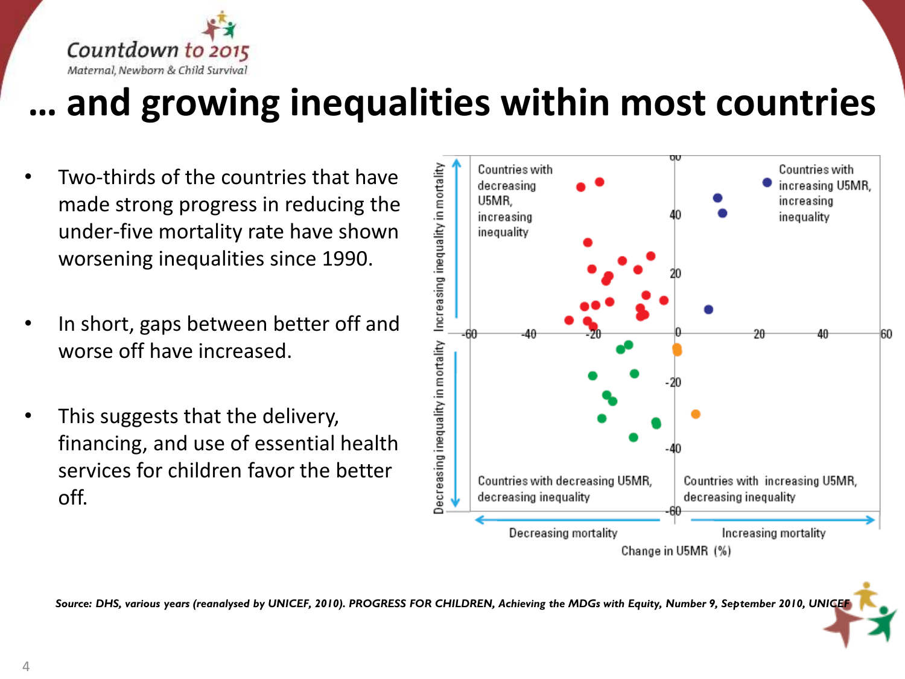# … and growing inequalities within most countries

- Two-thirds of the countries that have made strong progress in reducing the under-five mortality rate have shown worsening inequalities since 1990.
- In short, gaps between better off and worse off have increased.
- This suggests that the delivery, financing, and use of essential health services for children favor the better off.

*Source: DHS, various years (reanalysed by UNICEF, 2010). PROGRESS FOR CHILDREN, Achieving the MDGs with Equity, Number 9, September 2010, UNICEF*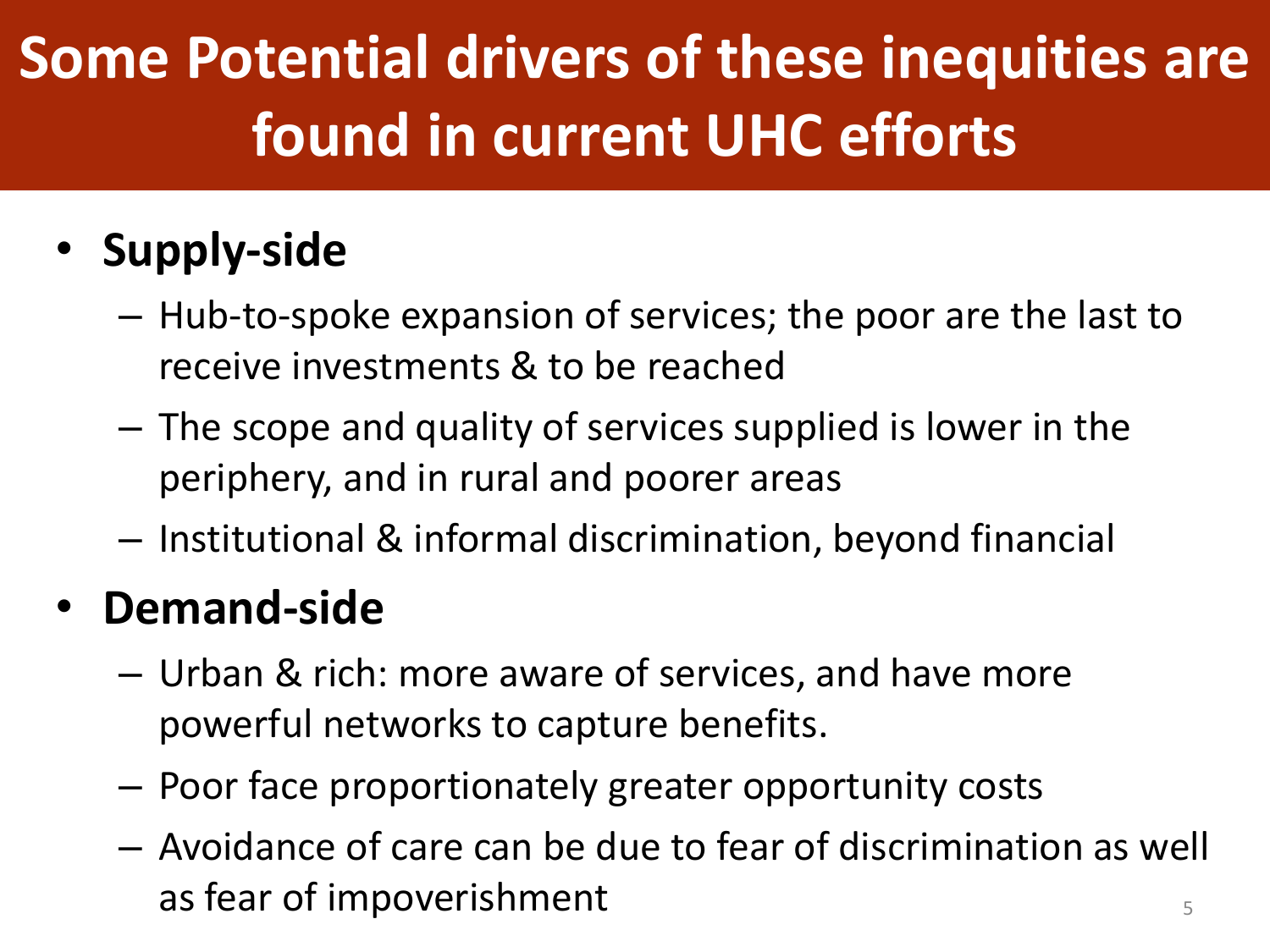# Some Potential drivers of these inequities are found in current UHC efforts

- **Supply-side**
  - Hub-to-spoke expansion of services; the poor are the last to receive investments & to be reached
  - The scope and quality of services supplied is lower in the periphery, and in rural and poorer areas
  - Institutional & informal discrimination, beyond financial
- **Demand-side**
  - Urban & rich: more aware of services, and have more powerful networks to capture benefits.
  - Poor face proportionately greater opportunity costs
  - Avoidance of care can be due to fear of discrimination as well as fear of impoverishment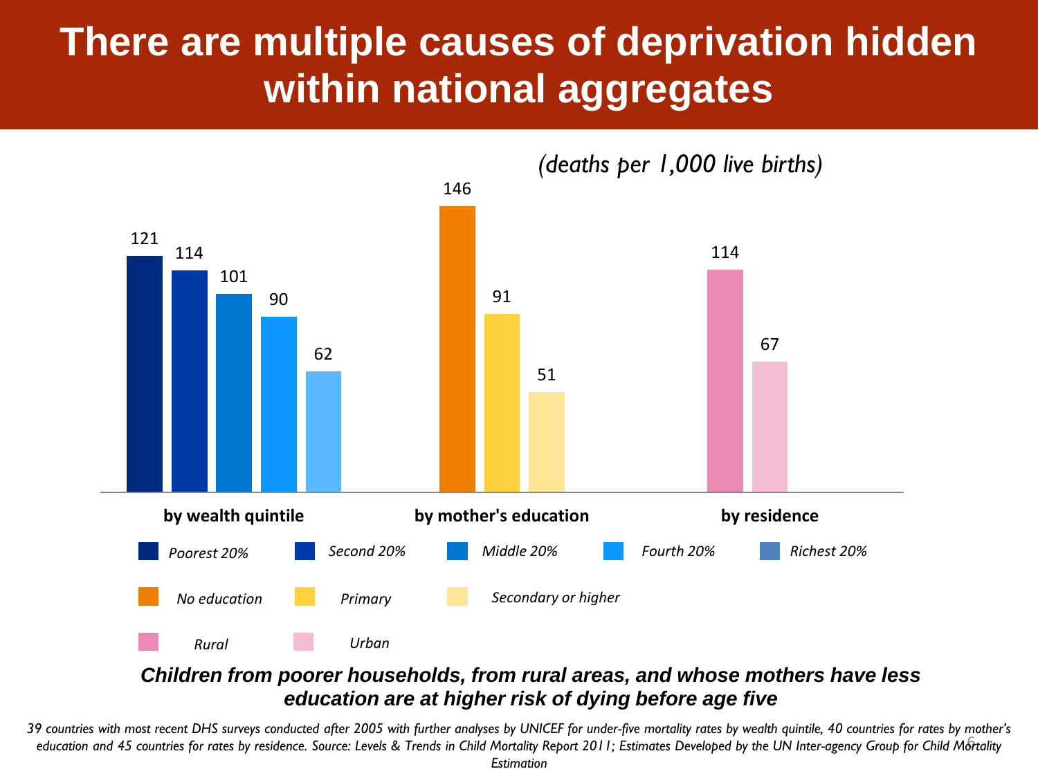# There are multiple causes of deprivation hidden within national aggregates

*(deaths per 1,000 live births)*

| by wealth quintile | | by mother's education | | by residence | |
|---|---|---|---|---|---|
| Poorest 20% | 121 | No education | 146 | Rural | 114 |
| Second 20% | 114 | Primary | 91 | Urban | 67 |
| Middle 20% | 101 | Secondary or higher | 51 | | |
| Fourth 20% | 90 | | | | |
| Richest 20% | 62 | | | | |

***Children from poorer households, from rural areas, and whose mothers have less education are at higher risk of dying before age five***

*39 countries with most recent DHS surveys conducted after 2005 with further analyses by UNICEF for under-five mortality rates by wealth quintile, 40 countries for rates by mother's education and 45 countries for rates by residence. Source: Levels & Trends in Child Mortality Report 2011; Estimates Developed by the UN Inter-agency Group for Child Mortality Estimation*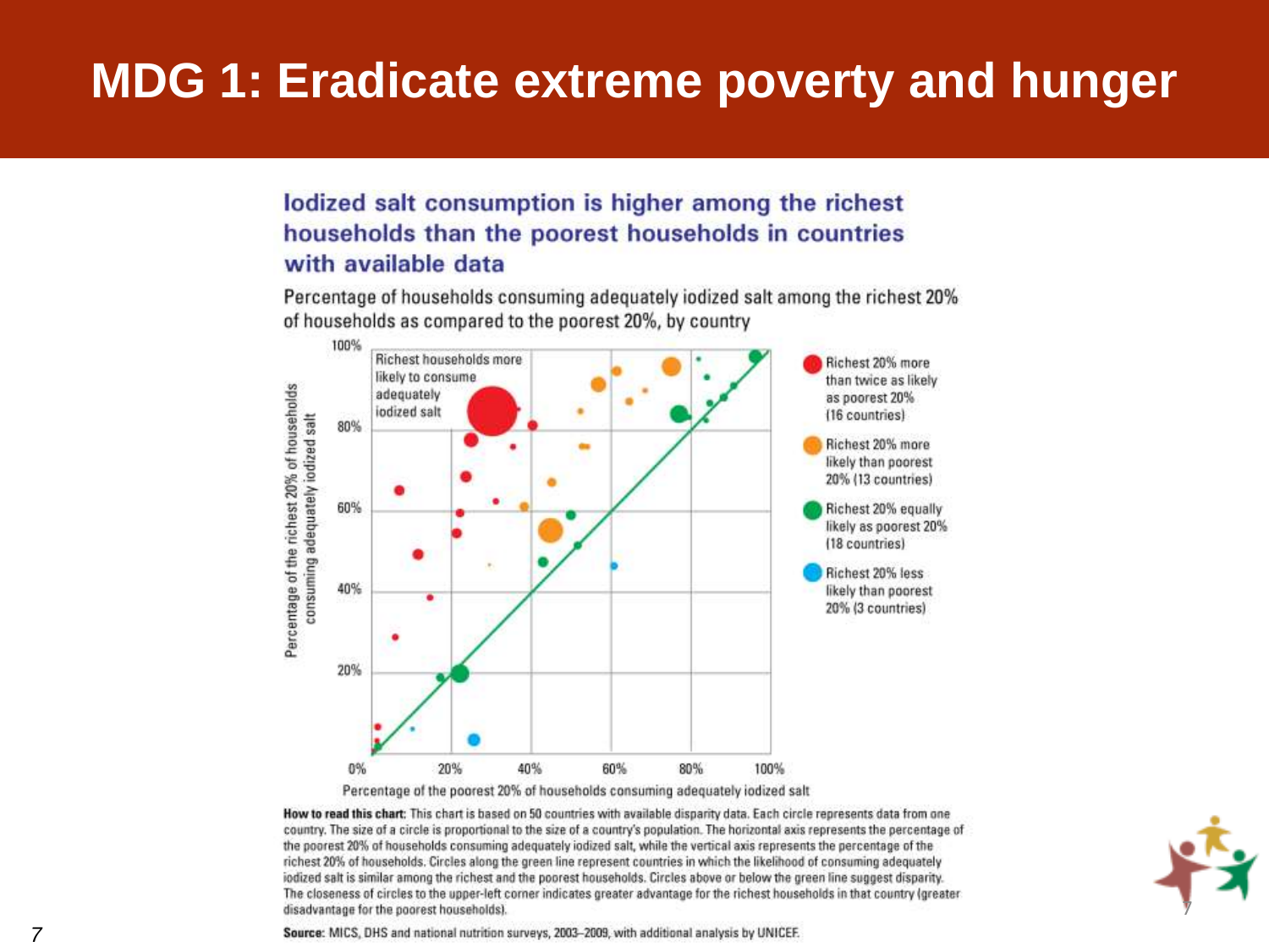# MDG 1: Eradicate extreme poverty and hunger

## Iodized salt consumption is higher among the richest households than the poorest households in countries with available data

Percentage of households consuming adequately iodized salt among the richest 20% of households as compared to the poorest 20%, by country

Richest households more likely to consume adequately iodized salt

- Richest 20% more than twice as likely as poorest 20% (16 countries)
- Richest 20% more likely than poorest 20% (13 countries)
- Richest 20% equally likely as poorest 20% (18 countries)
- Richest 20% less likely than poorest 20% (3 countries)

Vertical axis: Percentage of the richest 20% of households consuming adequately iodized salt (0%–100%)

Horizontal axis: Percentage of the poorest 20% of households consuming adequately iodized salt (0%–100%)

**How to read this chart:** This chart is based on 50 countries with available disparity data. Each circle represents data from one country. The size of a circle is proportional to the size of a country's population. The horizontal axis represents the percentage of the poorest 20% of households consuming adequately iodized salt, while the vertical axis represents the percentage of the richest 20% of households. Circles along the green line represent countries in which the likelihood of consuming adequately iodized salt is similar among the richest and the poorest households. Circles above or below the green line suggest disparity. The closeness of circles to the upper-left corner indicates greater advantage for the richest households in that country (greater disadvantage for the poorest households).

**Source:** MICS, DHS and national nutrition surveys, 2003–2009, with additional analysis by UNICEF.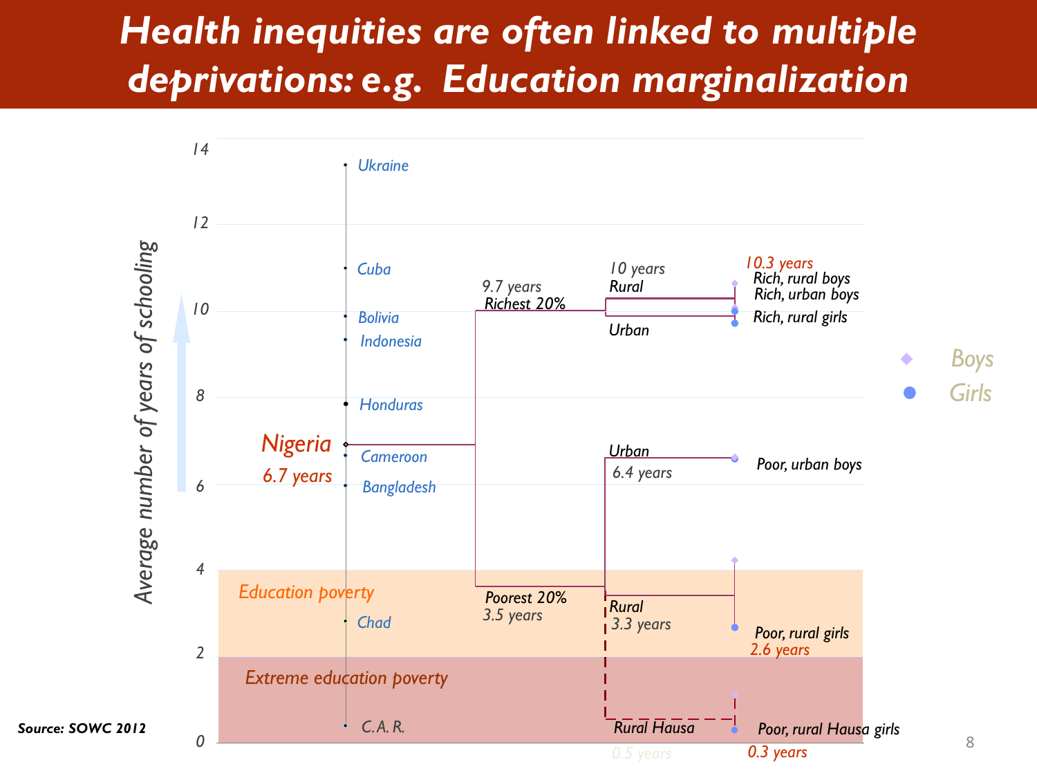# Health inequities are often linked to multiple deprivations: e.g. Education marginalization

Average number of years of schooling

14
12
10
8
6
4
2
0

Ukraine
Cuba
Bolivia
Indonesia
Honduras
Nigeria 6.7 years
Cameroon
Bangladesh
Education poverty
Chad
Extreme education poverty
C.A.R.

9.7 years Richest 20%
10 years Rural
Urban
10.3 years Rich, rural boys
Rich, urban boys
Rich, rural girls

Urban 6.4 years
Poor, urban boys

Poorest 20% 3.5 years
Rural 3.3 years
Poor, rural girls 2.6 years

Rural Hausa 0.5 years
Poor, rural Hausa girls 0.3 years

Boys
Girls

**Source: SOWC 2012**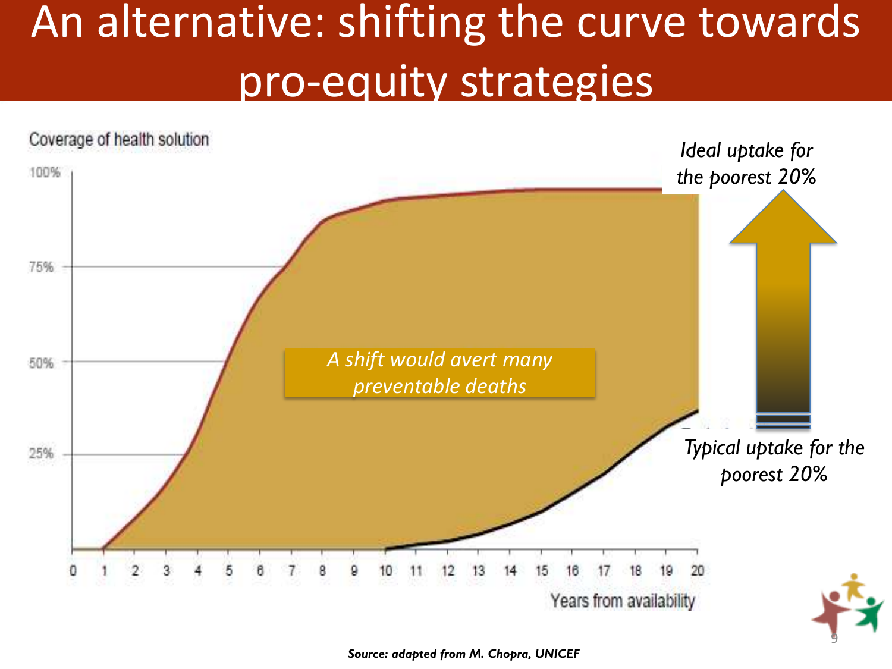# An alternative: shifting the curve towards pro-equity strategies

Coverage of health solution

100%

75%

50%

25%

0 1 2 3 4 5 6 7 8 9 10 11 12 13 14 15 16 17 18 19 20

Years from availability

*Ideal uptake for the poorest 20%*

*A shift would avert many preventable deaths*

*Typical uptake for the poorest 20%*

***Source: adapted from M. Chopra, UNICEF***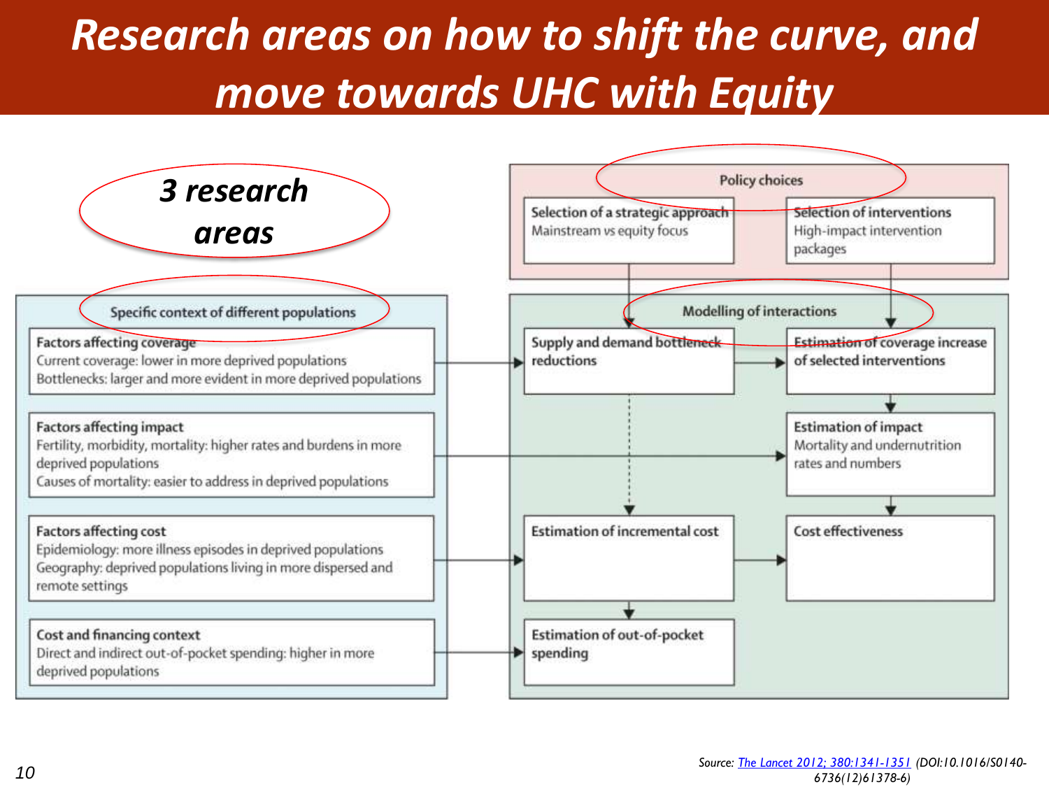# *Research areas on how to shift the curve, and move towards UHC with Equity*

***3 research areas***

**Specific context of different populations**

- **Factors affecting coverage**
  Current coverage: lower in more deprived populations
  Bottlenecks: larger and more evident in more deprived populations
- **Factors affecting impact**
  Fertility, morbidity, mortality: higher rates and burdens in more deprived populations
  Causes of mortality: easier to address in deprived populations
- **Factors affecting cost**
  Epidemiology: more illness episodes in deprived populations
  Geography: deprived populations living in more dispersed and remote settings
- **Cost and financing context**
  Direct and indirect out-of-pocket spending: higher in more deprived populations

**Policy choices**

- **Selection of a strategic approach**
  Mainstream vs equity focus
- **Selection of interventions**
  High-impact intervention packages

**Modelling of interactions**

- Supply and demand bottleneck reductions
- Estimation of coverage increase of selected interventions
- Estimation of impact
  Mortality and undernutrition rates and numbers
- Estimation of incremental cost
- Cost effectiveness
- Estimation of out-of-pocket spending

Source: The Lancet 2012; 380:1341-1351 (DOI:10.1016/S0140-6736(12)61378-6)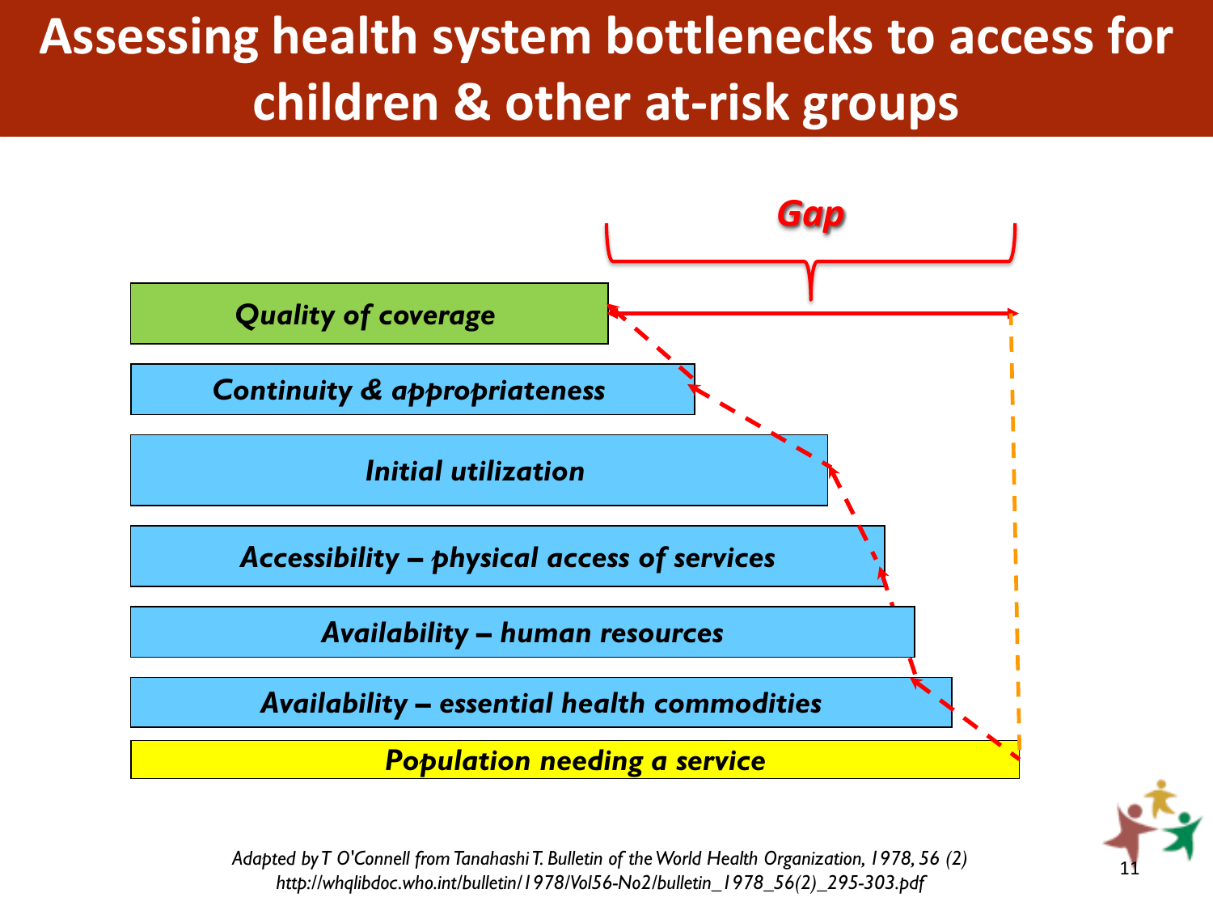# Assessing health system bottlenecks to access for children & other at-risk groups

*Gap*

*Quality of coverage*

*Continuity & appropriateness*

*Initial utilization*

*Accessibility – physical access of services*

*Availability – human resources*

*Availability – essential health commodities*

*Population needing a service*

*Adapted by T O'Connell from Tanahashi T. Bulletin of the World Health Organization, 1978, 56 (2)*
*http://whqlibdoc.who.int/bulletin/1978/Vol56-No2/bulletin_1978_56(2)_295-303.pdf*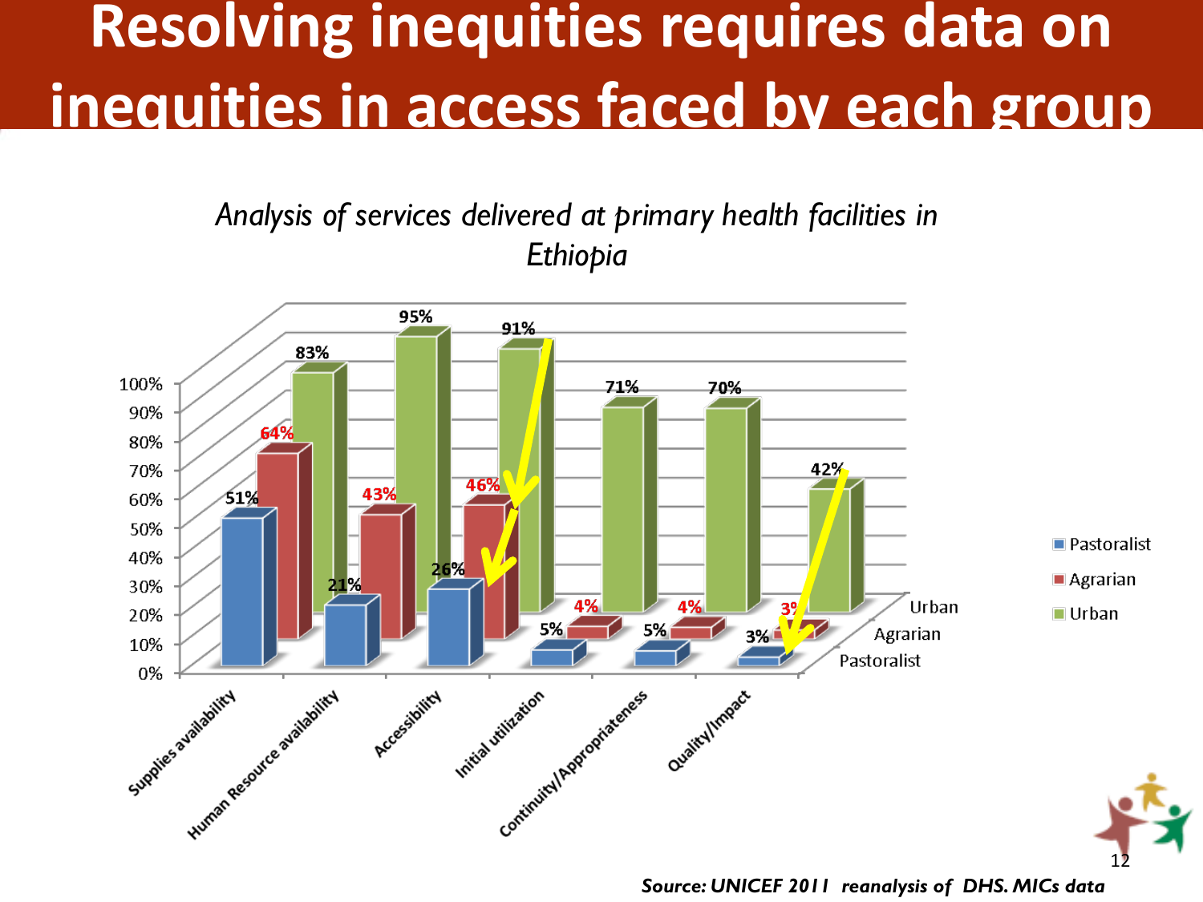# Resolving inequities requires data on inequities in access faced by each group

*Analysis of services delivered at primary health facilities in Ethiopia*

| | Pastoralist | Agrarian | Urban |
|---|---|---|---|
| Supplies availability | 51% | 64% | 83% |
| Human Resource availability | 21% | 43% | 95% |
| Accessibility | 26% | 46% | 91% |
| Initial utilization | 5% | 4% | 71% |
| Continuity/Appropriateness | 5% | 4% | 70% |
| Quality/Impact | 3% | 3% | 42% |

***Source: UNICEF 2011 reanalysis of DHS. MICs data***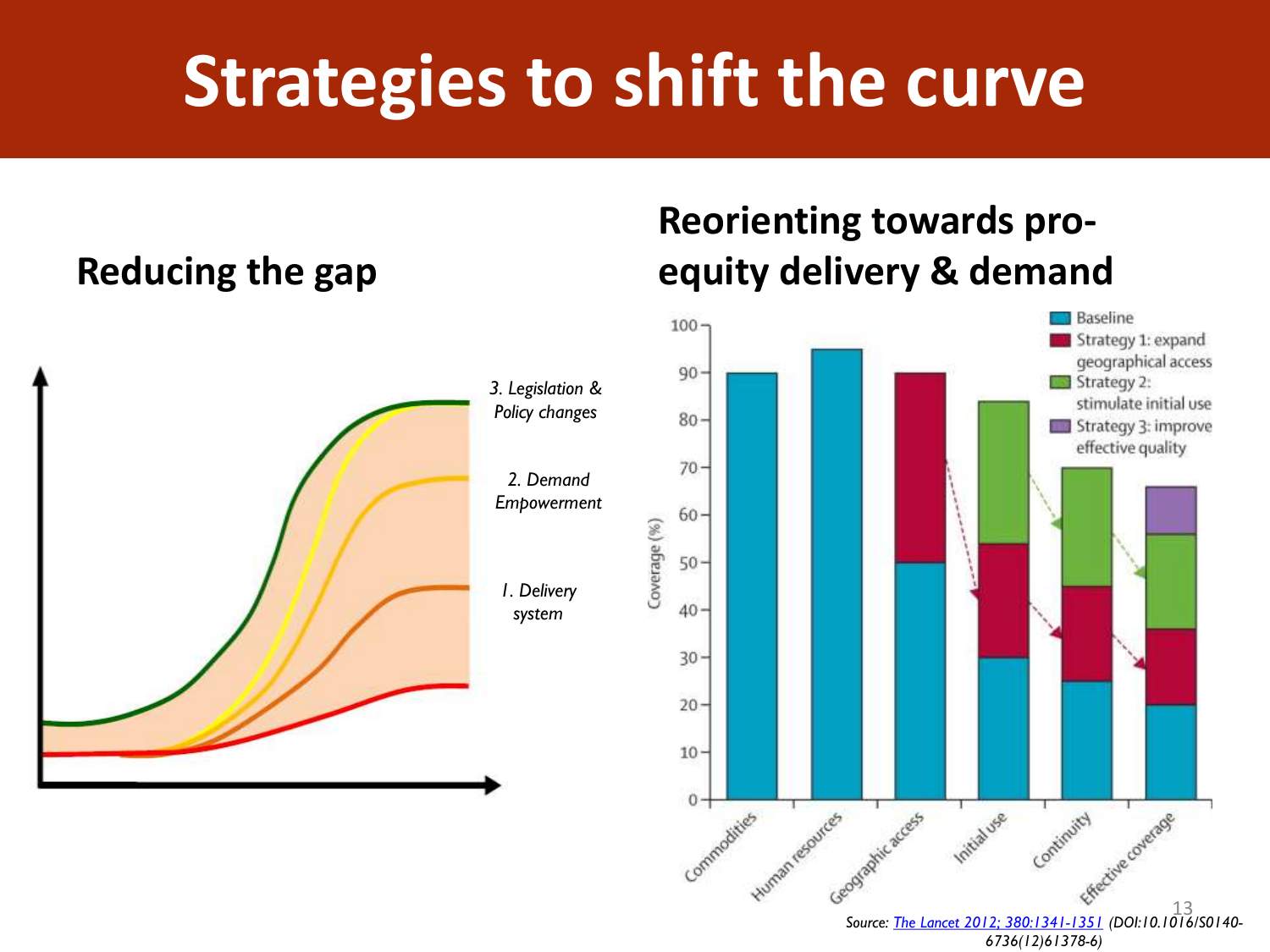# Strategies to shift the curve

## Reducing the gap

3. Legislation & Policy changes

2. Demand Empowerment

1. Delivery system

## Reorienting towards pro-equity delivery & demand

Source: The Lancet 2012; 380:1341-1351 (DOI:10.1016/S0140-6736(12)61378-6)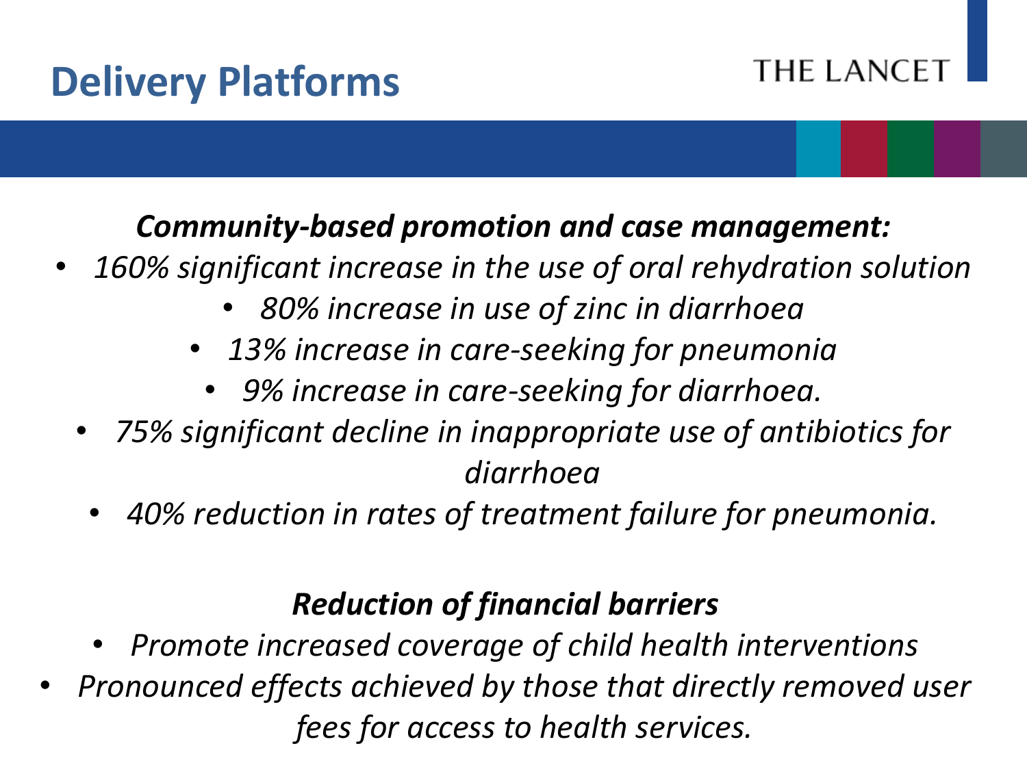# Delivery Platforms

THE LANCET

***Community-based promotion and case management:***

- *160% significant increase in the use of oral rehydration solution*
- *80% increase in use of zinc in diarrhoea*
- *13% increase in care-seeking for pneumonia*
- *9% increase in care-seeking for diarrhoea.*
- *75% significant decline in inappropriate use of antibiotics for diarrhoea*
- *40% reduction in rates of treatment failure for pneumonia.*

***Reduction of financial barriers***

- *Promote increased coverage of child health interventions*
- *Pronounced effects achieved by those that directly removed user fees for access to health services.*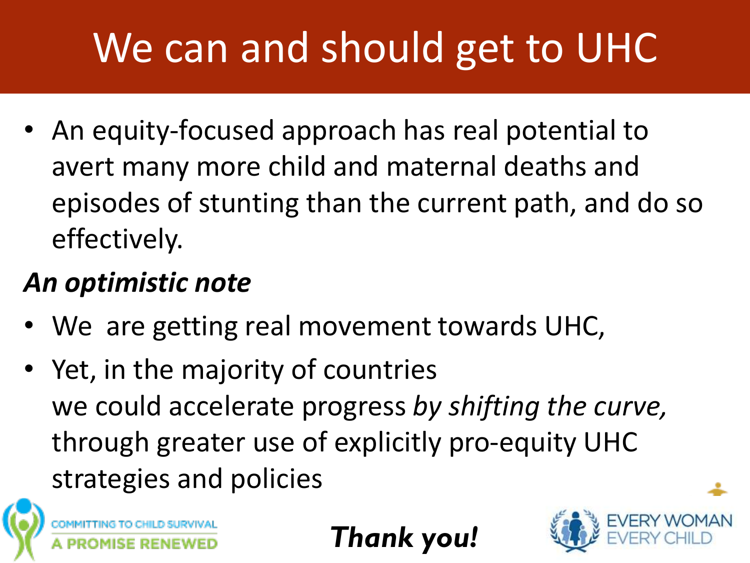# We can and should get to UHC

- An equity-focused approach has real potential to avert many more child and maternal deaths and episodes of stunting than the current path, and do so effectively.

***An optimistic note***

- We are getting real movement towards UHC,
- Yet, in the majority of countries we could accelerate progress *by shifting the curve,* through greater use of explicitly pro-equity UHC strategies and policies

COMMITTING TO CHILD SURVIVAL
A PROMISE RENEWED

***Thank you!***

EVERY WOMAN
EVERY CHILD